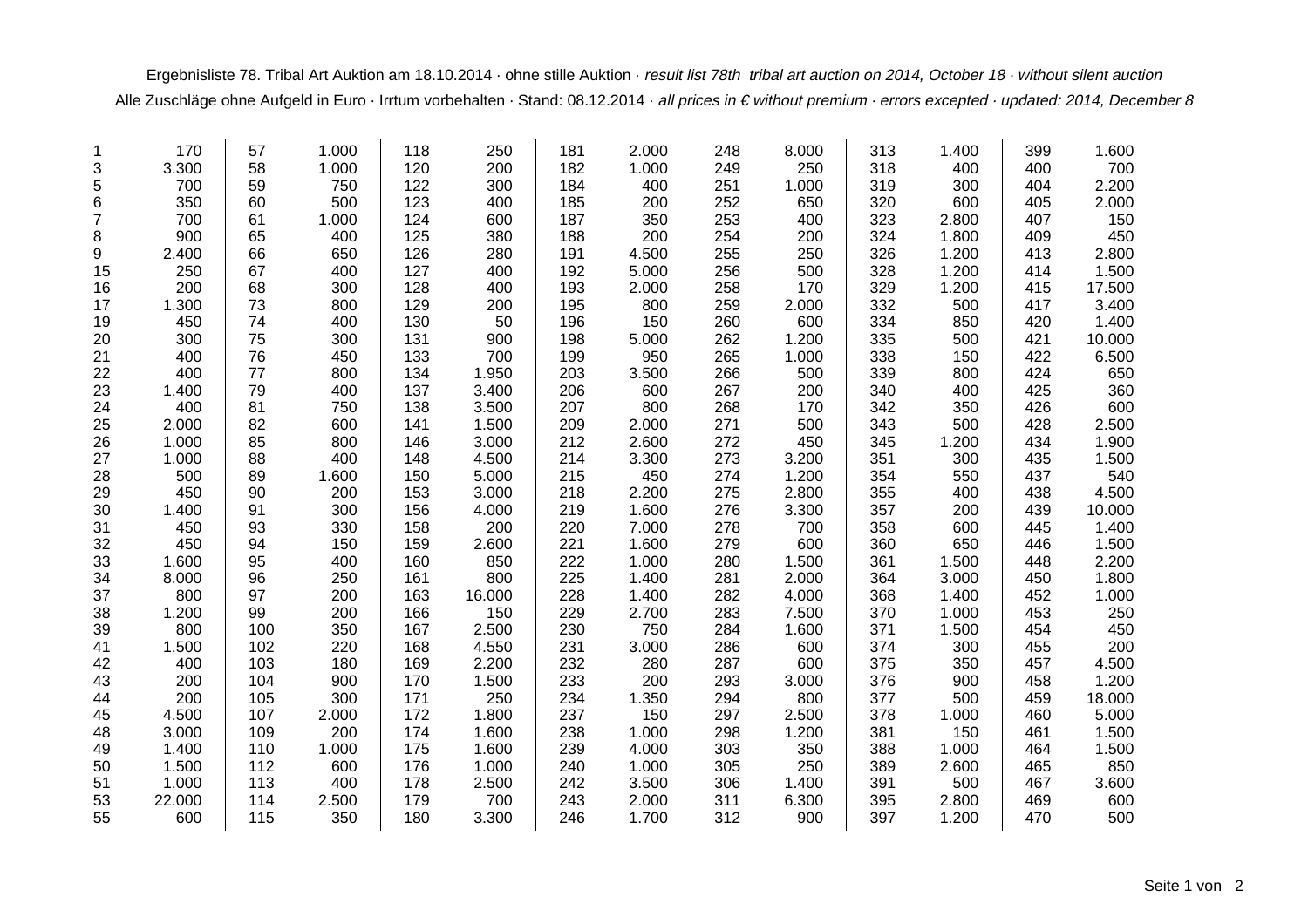Ergebnisliste 78. Tribal Art Auktion am 18.10.2014 · ohne stille Auktion · *result list 78th tribal art auction on 2014, October 18 · without silent auction*

Alle Zuschläge ohne Aufgeld in Euro · Irrtum vorbehalten · Stand: 08.12.2014 · *all prices in € without premium · errors excepted · updated: 2014, December 8*

| | | | | | | | | | | | | | | | |
|---|---|---|---|---|---|---|---|---|---|---|---|---|---|---|---|
| 1 | 170 | 57 | 1.000 | 118 | 250 | 181 | 2.000 | 248 | 8.000 | 313 | 1.400 | 399 | 1.600 |
| 3 | 3.300 | 58 | 1.000 | 120 | 200 | 182 | 1.000 | 249 | 250 | 318 | 400 | 400 | 700 |
| 5 | 700 | 59 | 750 | 122 | 300 | 184 | 400 | 251 | 1.000 | 319 | 300 | 404 | 2.200 |
| 6 | 350 | 60 | 500 | 123 | 400 | 185 | 200 | 252 | 650 | 320 | 600 | 405 | 2.000 |
| 7 | 700 | 61 | 1.000 | 124 | 600 | 187 | 350 | 253 | 400 | 323 | 2.800 | 407 | 150 |
| 8 | 900 | 65 | 400 | 125 | 380 | 188 | 200 | 254 | 200 | 324 | 1.800 | 409 | 450 |
| 9 | 2.400 | 66 | 650 | 126 | 280 | 191 | 4.500 | 255 | 250 | 326 | 1.200 | 413 | 2.800 |
| 15 | 250 | 67 | 400 | 127 | 400 | 192 | 5.000 | 256 | 500 | 328 | 1.200 | 414 | 1.500 |
| 16 | 200 | 68 | 300 | 128 | 400 | 193 | 2.000 | 258 | 170 | 329 | 1.200 | 415 | 17.500 |
| 17 | 1.300 | 73 | 800 | 129 | 200 | 195 | 800 | 259 | 2.000 | 332 | 500 | 417 | 3.400 |
| 19 | 450 | 74 | 400 | 130 | 50 | 196 | 150 | 260 | 600 | 334 | 850 | 420 | 1.400 |
| 20 | 300 | 75 | 300 | 131 | 900 | 198 | 5.000 | 262 | 1.200 | 335 | 500 | 421 | 10.000 |
| 21 | 400 | 76 | 450 | 133 | 700 | 199 | 950 | 265 | 1.000 | 338 | 150 | 422 | 6.500 |
| 22 | 400 | 77 | 800 | 134 | 1.950 | 203 | 3.500 | 266 | 500 | 339 | 800 | 424 | 650 |
| 23 | 1.400 | 79 | 400 | 137 | 3.400 | 206 | 600 | 267 | 200 | 340 | 400 | 425 | 360 |
| 24 | 400 | 81 | 750 | 138 | 3.500 | 207 | 800 | 268 | 170 | 342 | 350 | 426 | 600 |
| 25 | 2.000 | 82 | 600 | 141 | 1.500 | 209 | 2.000 | 271 | 500 | 343 | 500 | 428 | 2.500 |
| 26 | 1.000 | 85 | 800 | 146 | 3.000 | 212 | 2.600 | 272 | 450 | 345 | 1.200 | 434 | 1.900 |
| 27 | 1.000 | 88 | 400 | 148 | 4.500 | 214 | 3.300 | 273 | 3.200 | 351 | 300 | 435 | 1.500 |
| 28 | 500 | 89 | 1.600 | 150 | 5.000 | 215 | 450 | 274 | 1.200 | 354 | 550 | 437 | 540 |
| 29 | 450 | 90 | 200 | 153 | 3.000 | 218 | 2.200 | 275 | 2.800 | 355 | 400 | 438 | 4.500 |
| 30 | 1.400 | 91 | 300 | 156 | 4.000 | 219 | 1.600 | 276 | 3.300 | 357 | 200 | 439 | 10.000 |
| 31 | 450 | 93 | 330 | 158 | 200 | 220 | 7.000 | 278 | 700 | 358 | 600 | 445 | 1.400 |
| 32 | 450 | 94 | 150 | 159 | 2.600 | 221 | 1.600 | 279 | 600 | 360 | 650 | 446 | 1.500 |
| 33 | 1.600 | 95 | 400 | 160 | 850 | 222 | 1.000 | 280 | 1.500 | 361 | 1.500 | 448 | 2.200 |
| 34 | 8.000 | 96 | 250 | 161 | 800 | 225 | 1.400 | 281 | 2.000 | 364 | 3.000 | 450 | 1.800 |
| 37 | 800 | 97 | 200 | 163 | 16.000 | 228 | 1.400 | 282 | 4.000 | 368 | 1.400 | 452 | 1.000 |
| 38 | 1.200 | 99 | 200 | 166 | 150 | 229 | 2.700 | 283 | 7.500 | 370 | 1.000 | 453 | 250 |
| 39 | 800 | 100 | 350 | 167 | 2.500 | 230 | 750 | 284 | 1.600 | 371 | 1.500 | 454 | 450 |
| 41 | 1.500 | 102 | 220 | 168 | 4.550 | 231 | 3.000 | 286 | 600 | 374 | 300 | 455 | 200 |
| 42 | 400 | 103 | 180 | 169 | 2.200 | 232 | 280 | 287 | 600 | 375 | 350 | 457 | 4.500 |
| 43 | 200 | 104 | 900 | 170 | 1.500 | 233 | 200 | 293 | 3.000 | 376 | 900 | 458 | 1.200 |
| 44 | 200 | 105 | 300 | 171 | 250 | 234 | 1.350 | 294 | 800 | 377 | 500 | 459 | 18.000 |
| 45 | 4.500 | 107 | 2.000 | 172 | 1.800 | 237 | 150 | 297 | 2.500 | 378 | 1.000 | 460 | 5.000 |
| 48 | 3.000 | 109 | 200 | 174 | 1.600 | 238 | 1.000 | 298 | 1.200 | 381 | 150 | 461 | 1.500 |
| 49 | 1.400 | 110 | 1.000 | 175 | 1.600 | 239 | 4.000 | 303 | 350 | 388 | 1.000 | 464 | 1.500 |
| 50 | 1.500 | 112 | 600 | 176 | 1.000 | 240 | 1.000 | 305 | 250 | 389 | 2.600 | 465 | 850 |
| 51 | 1.000 | 113 | 400 | 178 | 2.500 | 242 | 3.500 | 306 | 1.400 | 391 | 500 | 467 | 3.600 |
| 53 | 22.000 | 114 | 2.500 | 179 | 700 | 243 | 2.000 | 311 | 6.300 | 395 | 2.800 | 469 | 600 |
| 55 | 600 | 115 | 350 | 180 | 3.300 | 246 | 1.700 | 312 | 900 | 397 | 1.200 | 470 | 500 |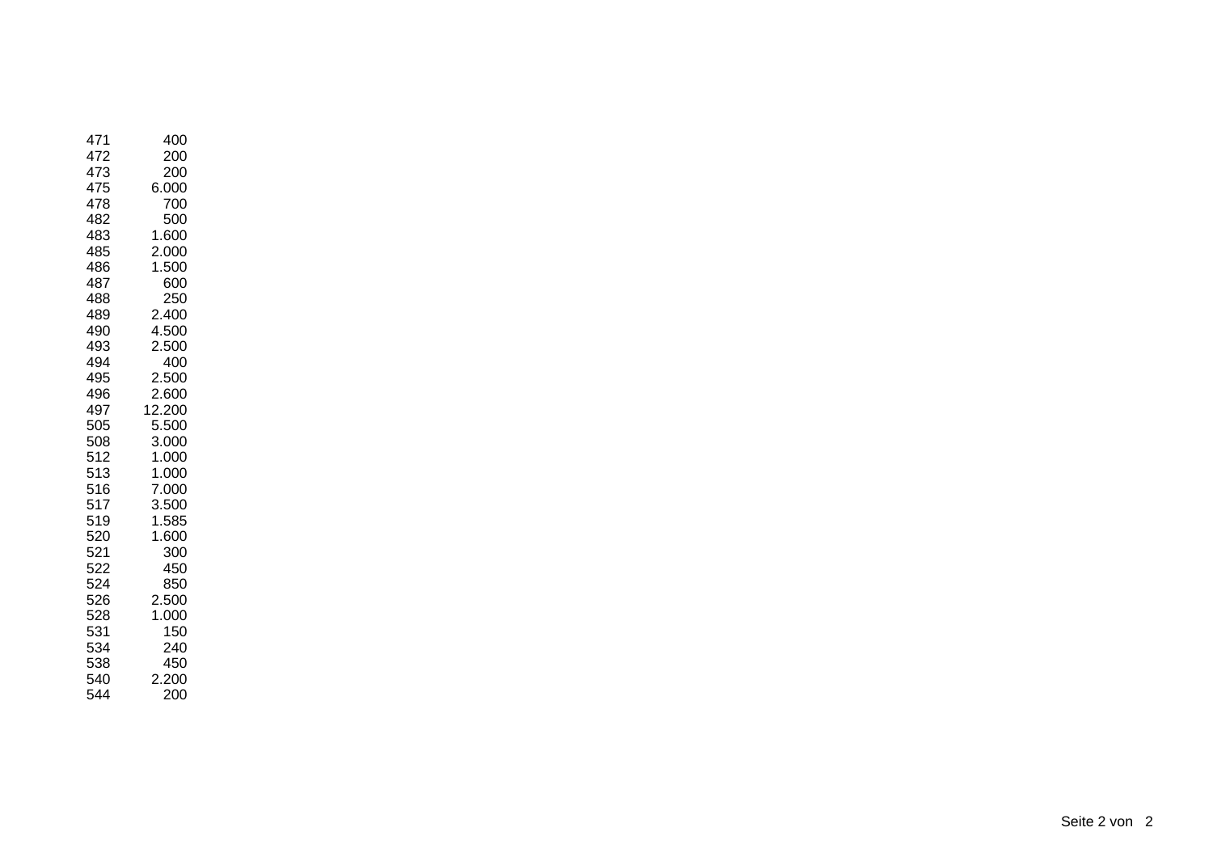| | |
|---|---|
| 471 | 400 |
| 472 | 200 |
| 473 | 200 |
| 475 | 6.000 |
| 478 | 700 |
| 482 | 500 |
| 483 | 1.600 |
| 485 | 2.000 |
| 486 | 1.500 |
| 487 | 600 |
| 488 | 250 |
| 489 | 2.400 |
| 490 | 4.500 |
| 493 | 2.500 |
| 494 | 400 |
| 495 | 2.500 |
| 496 | 2.600 |
| 497 | 12.200 |
| 505 | 5.500 |
| 508 | 3.000 |
| 512 | 1.000 |
| 513 | 1.000 |
| 516 | 7.000 |
| 517 | 3.500 |
| 519 | 1.585 |
| 520 | 1.600 |
| 521 | 300 |
| 522 | 450 |
| 524 | 850 |
| 526 | 2.500 |
| 528 | 1.000 |
| 531 | 150 |
| 534 | 240 |
| 538 | 450 |
| 540 | 2.200 |
| 544 | 200 |